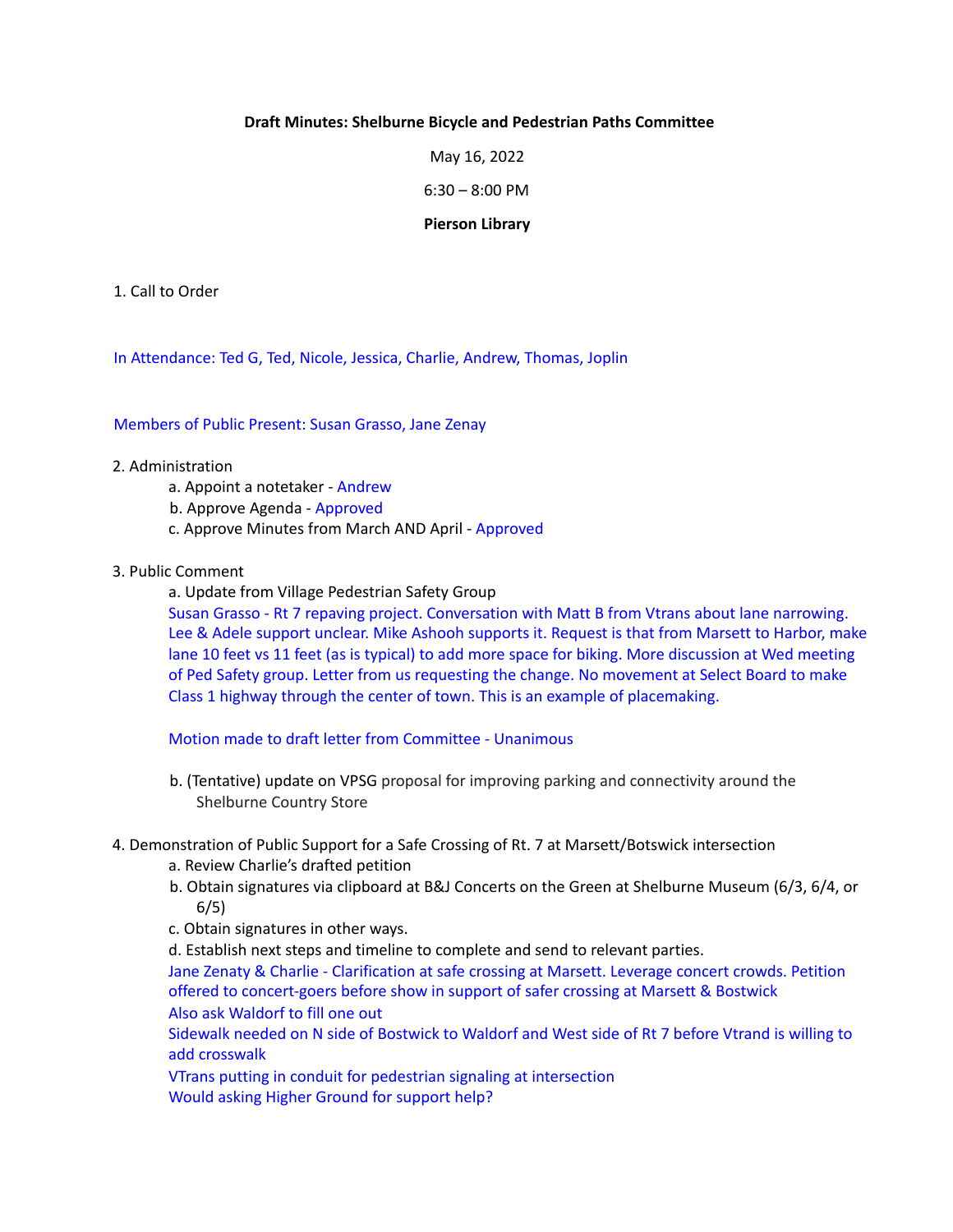**Draft Minutes: Shelburne Bicycle and Pedestrian Paths Committee**

May 16, 2022

6:30 – 8:00 PM

**Pierson Library**

1. Call to Order

In Attendance: Ted G, Ted, Nicole, Jessica, Charlie, Andrew, Thomas, Joplin

Members of Public Present: Susan Grasso, Jane Zenay

2. Administration
   a. Appoint a notetaker - Andrew
   b. Approve Agenda - Approved
   c. Approve Minutes from March AND April - Approved

3. Public Comment
   a. Update from Village Pedestrian Safety Group
   Susan Grasso - Rt 7 repaving project. Conversation with Matt B from Vtrans about lane narrowing. Lee & Adele support unclear. Mike Ashooh supports it. Request is that from Marsett to Harbor, make lane 10 feet vs 11 feet (as is typical) to add more space for biking. More discussion at Wed meeting of Ped Safety group. Letter from us requesting the change. No movement at Select Board to make Class 1 highway through the center of town. This is an example of placemaking.

   Motion made to draft letter from Committee - Unanimous

   b. (Tentative) update on VPSG proposal for improving parking and connectivity around the Shelburne Country Store

4. Demonstration of Public Support for a Safe Crossing of Rt. 7 at Marsett/Botswick intersection
   a. Review Charlie's drafted petition
   b. Obtain signatures via clipboard at B&J Concerts on the Green at Shelburne Museum (6/3, 6/4, or 6/5)
   c. Obtain signatures in other ways.
   d. Establish next steps and timeline to complete and send to relevant parties.
   Jane Zenaty & Charlie - Clarification at safe crossing at Marsett. Leverage concert crowds. Petition offered to concert-goers before show in support of safer crossing at Marsett & Bostwick
   Also ask Waldorf to fill one out
   Sidewalk needed on N side of Bostwick to Waldorf and West side of Rt 7 before Vtrand is willing to add crosswalk
   VTrans putting in conduit for pedestrian signaling at intersection
   Would asking Higher Ground for support help?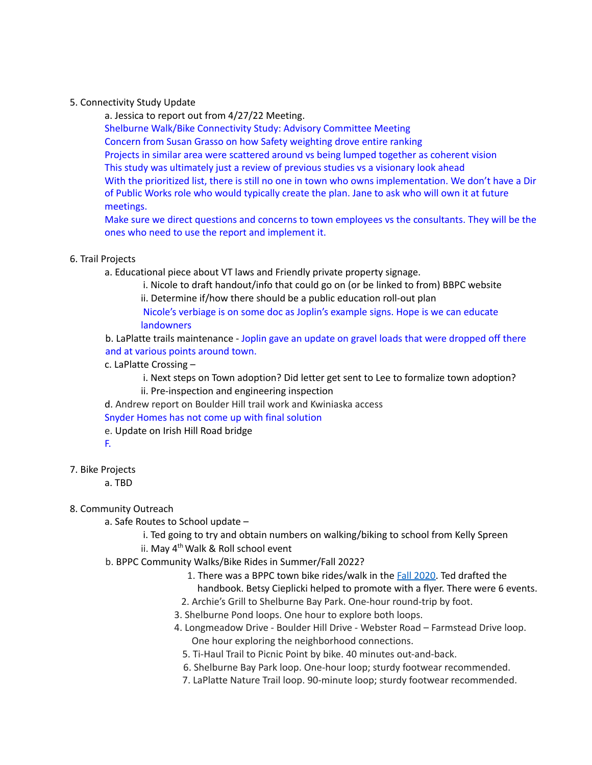5. Connectivity Study Update
    a. Jessica to report out from 4/27/22 Meeting.
    Shelburne Walk/Bike Connectivity Study: Advisory Committee Meeting
    Concern from Susan Grasso on how Safety weighting drove entire ranking
    Projects in similar area were scattered around vs being lumped together as coherent vision
    This study was ultimately just a review of previous studies vs a visionary look ahead
    With the prioritized list, there is still no one in town who owns implementation. We don't have a Dir of Public Works role who would typically create the plan. Jane to ask who will own it at future meetings.
    Make sure we direct questions and concerns to town employees vs the consultants. They will be the ones who need to use the report and implement it.

6. Trail Projects
    a. Educational piece about VT laws and Friendly private property signage.
        i. Nicole to draft handout/info that could go on (or be linked to from) BBPC website
        ii. Determine if/how there should be a public education roll-out plan
        Nicole's verbiage is on some doc as Joplin's example signs. Hope is we can educate landowners
    b. LaPlatte trails maintenance - Joplin gave an update on gravel loads that were dropped off there and at various points around town.
    c. LaPlatte Crossing –
        i. Next steps on Town adoption? Did letter get sent to Lee to formalize town adoption?
        ii. Pre-inspection and engineering inspection
    d. Andrew report on Boulder Hill trail work and Kwiniaska access
    Snyder Homes has not come up with final solution
    e. Update on Irish Hill Road bridge
    F.

7. Bike Projects
    a. TBD

8. Community Outreach
    a. Safe Routes to School update –
        i. Ted going to try and obtain numbers on walking/biking to school from Kelly Spreen
        ii. May 4th Walk & Roll school event
    b. BPPC Community Walks/Bike Rides in Summer/Fall 2022?
        1. There was a BPPC town bike rides/walk in the Fall 2020. Ted drafted the handbook. Betsy Cieplicki helped to promote with a flyer. There were 6 events.
        2. Archie's Grill to Shelburne Bay Park. One-hour round-trip by foot.
        3. Shelburne Pond loops. One hour to explore both loops.
        4. Longmeadow Drive - Boulder Hill Drive - Webster Road – Farmstead Drive loop. One hour exploring the neighborhood connections.
        5. Ti-Haul Trail to Picnic Point by bike. 40 minutes out-and-back.
        6. Shelburne Bay Park loop. One-hour loop; sturdy footwear recommended.
        7. LaPlatte Nature Trail loop. 90-minute loop; sturdy footwear recommended.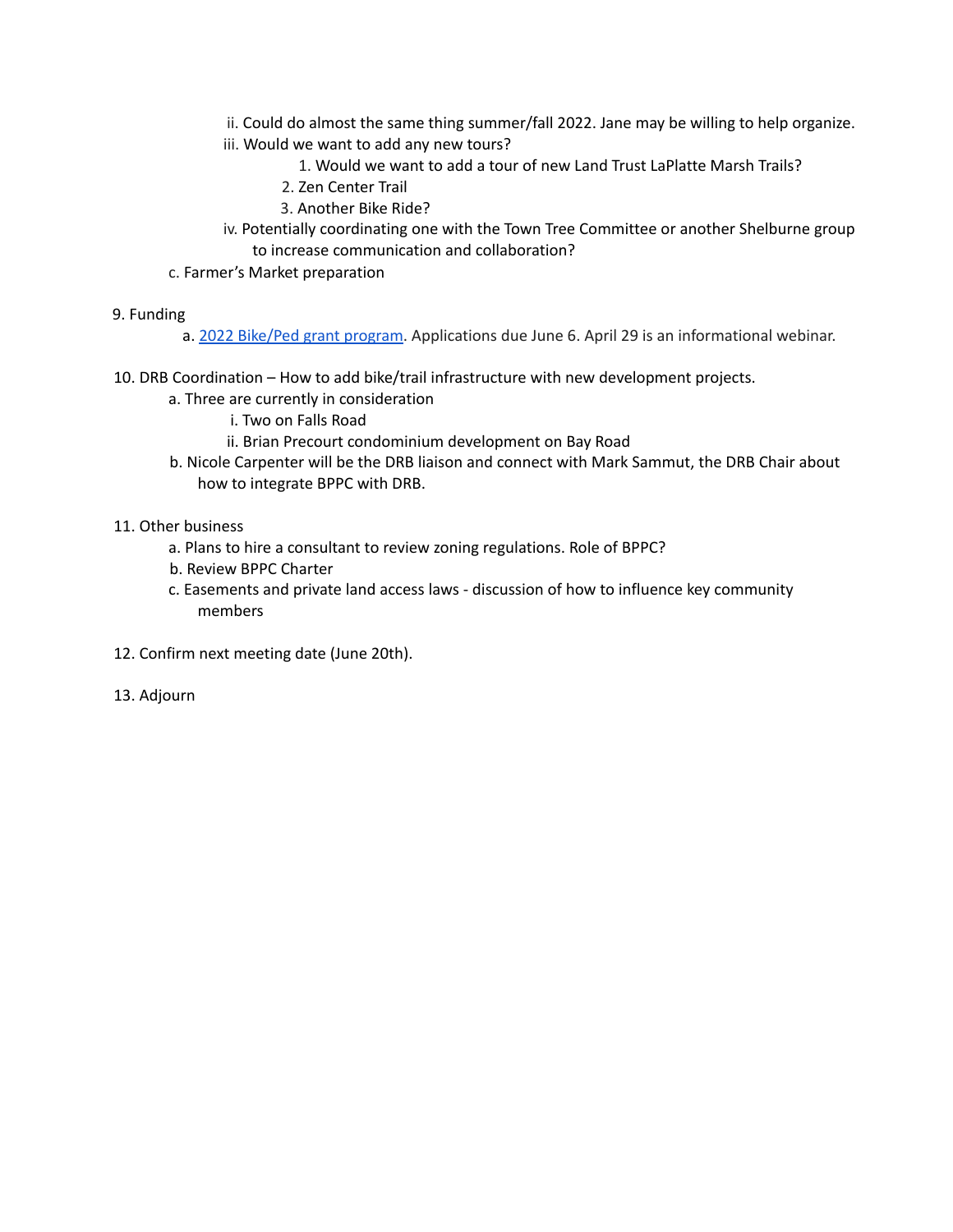- ii. Could do almost the same thing summer/fall 2022. Jane may be willing to help organize.
    - iii. Would we want to add any new tours?
      1. Would we want to add a tour of new Land Trust LaPlatte Marsh Trails?
      2. Zen Center Trail
      3. Another Bike Ride?
    - iv. Potentially coordinating one with the Town Tree Committee or another Shelburne group to increase communication and collaboration?
  - c. Farmer's Market preparation

9. Funding
   - a. [2022 Bike/Ped grant program](). Applications due June 6. April 29 is an informational webinar.

10. DRB Coordination – How to add bike/trail infrastructure with new development projects.
    - a. Three are currently in consideration
      - i. Two on Falls Road
      - ii. Brian Precourt condominium development on Bay Road
    - b. Nicole Carpenter will be the DRB liaison and connect with Mark Sammut, the DRB Chair about how to integrate BPPC with DRB.

11. Other business
    - a. Plans to hire a consultant to review zoning regulations. Role of BPPC?
    - b. Review BPPC Charter
    - c. Easements and private land access laws - discussion of how to influence key community members

12. Confirm next meeting date (June 20th).

13. Adjourn